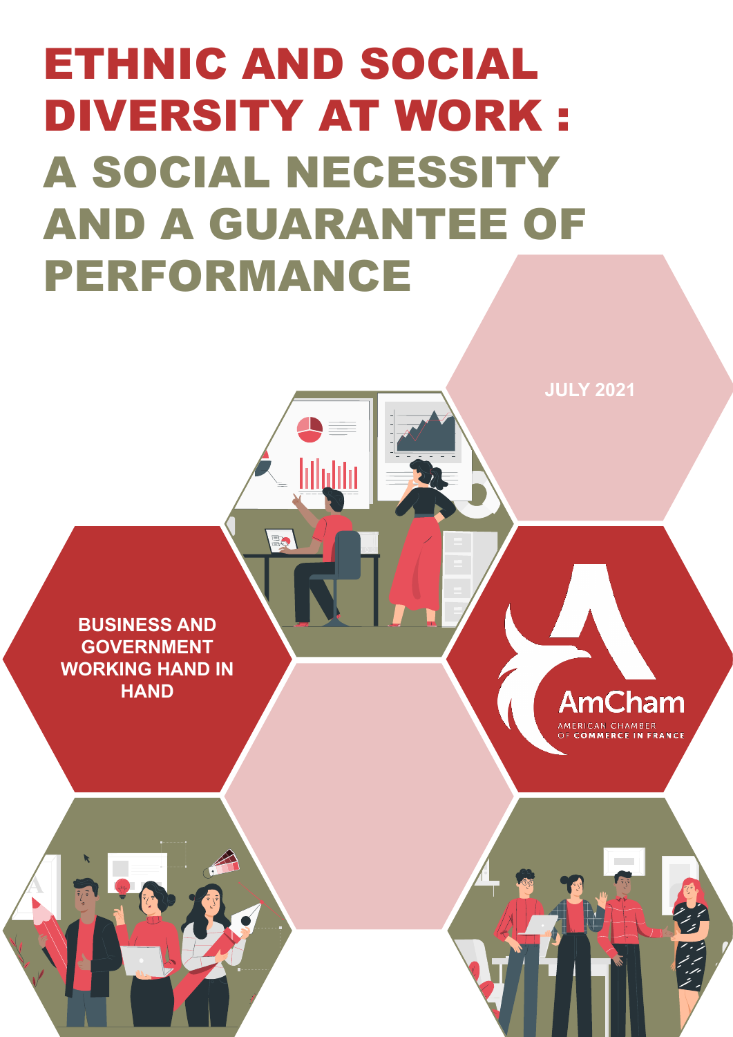# ETHNIC AND SOCIAL DIVERSITY AT WORK : A SOCIAL NECESSITY AND A GUARANTEE OF PERFORMANCE

JULY 2021

BUSINESS AND GOVERNMENT WORKING HAND IN HAND

AmCham

AMERICAN CHAMBER OF COMMERCE IN FRANCE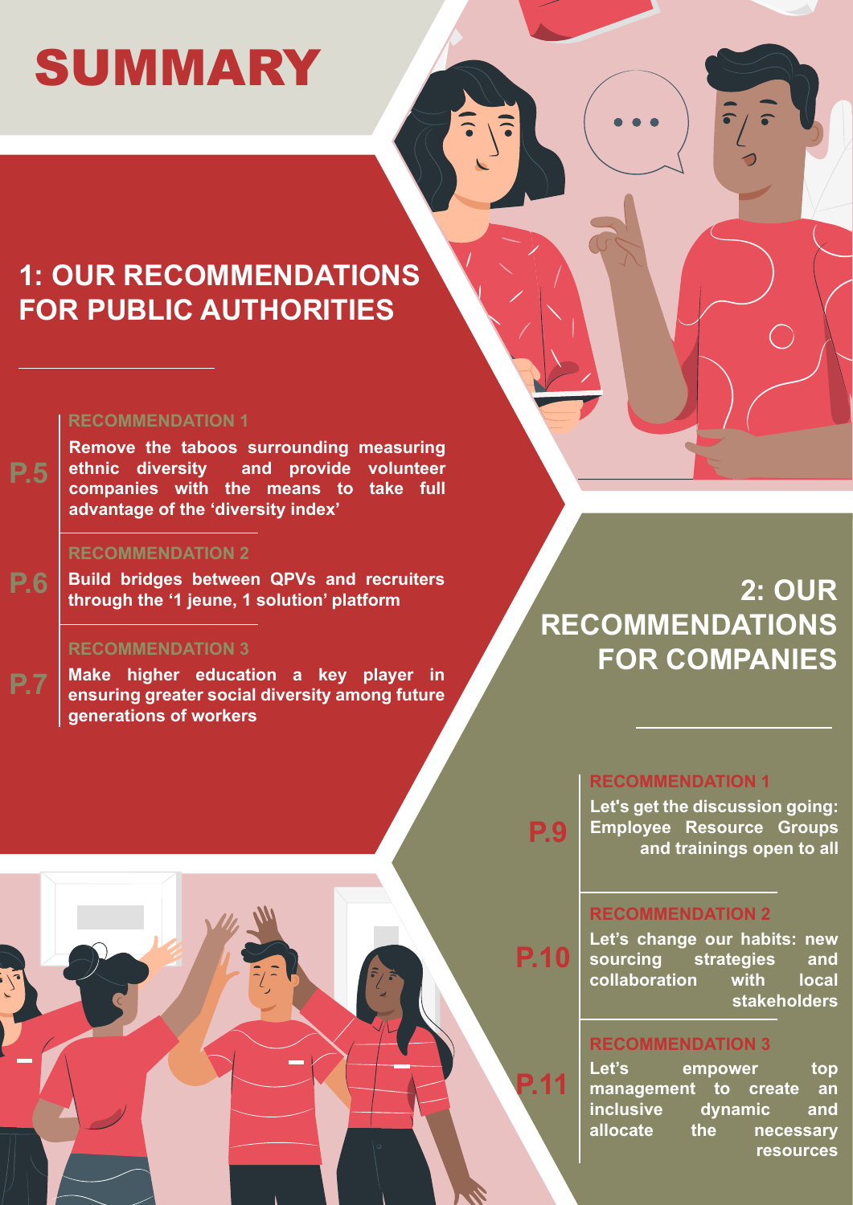# SUMMARY

## 1: OUR RECOMMENDATIONS FOR PUBLIC AUTHORITIES

**P.5** — RECOMMENDATION 1

**Remove the taboos surrounding measuring ethnic diversity and provide volunteer companies with the means to take full advantage of the 'diversity index'**

**P.6** — RECOMMENDATION 2

**Build bridges between QPVs and recruiters through the '1 jeune, 1 solution' platform**

**P.7** — RECOMMENDATION 3

**Make higher education a key player in ensuring greater social diversity among future generations of workers**

## 2: OUR RECOMMENDATIONS FOR COMPANIES

**P.9** — RECOMMENDATION 1

**Let's get the discussion going: Employee Resource Groups and trainings open to all**

**P.10** — RECOMMENDATION 2

**Let's change our habits: new sourcing strategies and collaboration with local stakeholders**

**P.11** — RECOMMENDATION 3

**Let's empower top management to create an inclusive dynamic and allocate the necessary resources**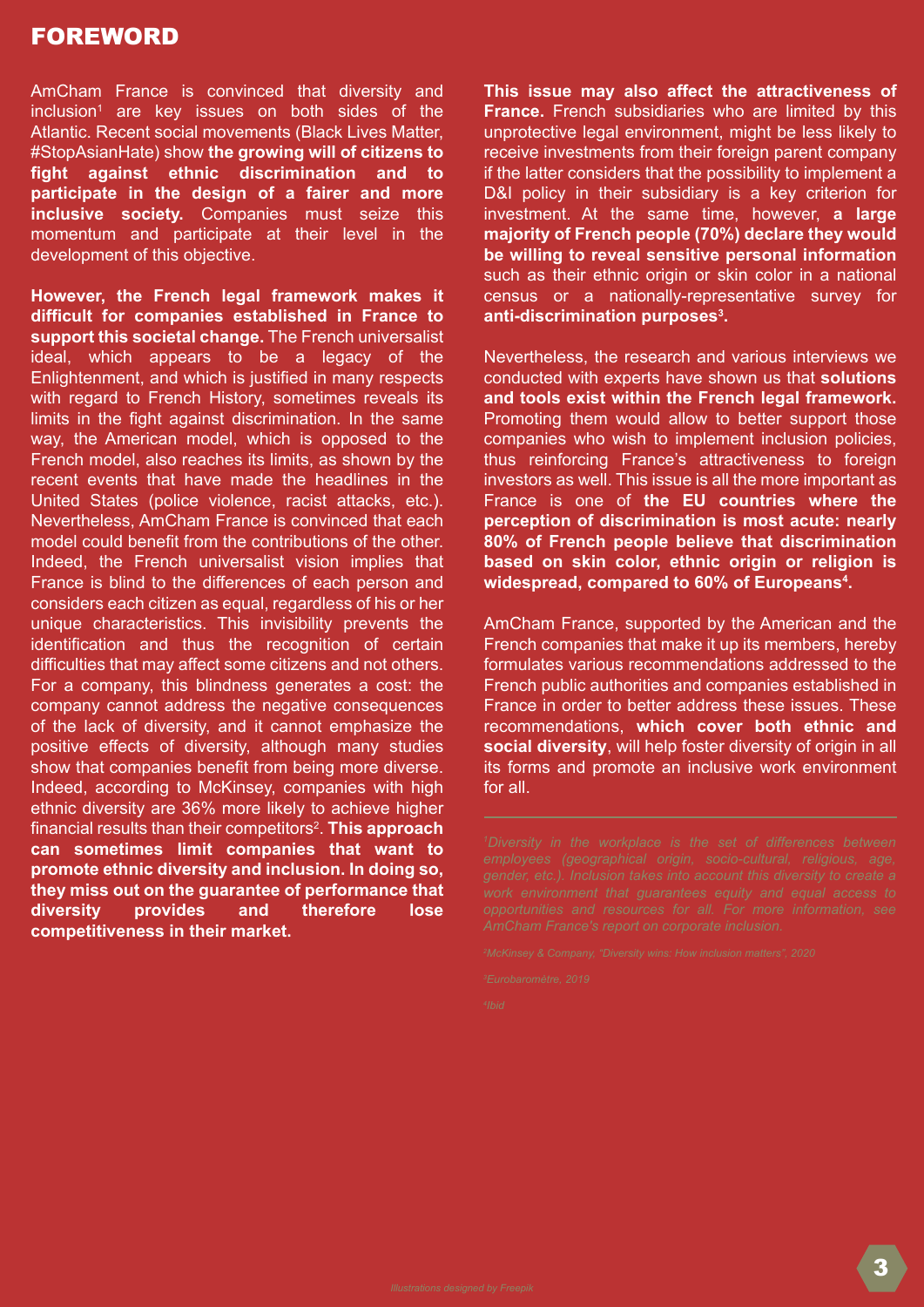# FOREWORD

AmCham France is convinced that diversity and inclusion[1] are key issues on both sides of the Atlantic. Recent social movements (Black Lives Matter, #StopAsianHate) show **the growing will of citizens to fight against ethnic discrimination and to participate in the design of a fairer and more inclusive society.** Companies must seize this momentum and participate at their level in the development of this objective.

**However, the French legal framework makes it difficult for companies established in France to support this societal change.** The French universalist ideal, which appears to be a legacy of the Enlightenment, and which is justified in many respects with regard to French History, sometimes reveals its limits in the fight against discrimination. In the same way, the American model, which is opposed to the French model, also reaches its limits, as shown by the recent events that have made the headlines in the United States (police violence, racist attacks, etc.). Nevertheless, AmCham France is convinced that each model could benefit from the contributions of the other. Indeed, the French universalist vision implies that France is blind to the differences of each person and considers each citizen as equal, regardless of his or her unique characteristics. This invisibility prevents the identification and thus the recognition of certain difficulties that may affect some citizens and not others. For a company, this blindness generates a cost: the company cannot address the negative consequences of the lack of diversity, and it cannot emphasize the positive effects of diversity, although many studies show that companies benefit from being more diverse. Indeed, according to McKinsey, companies with high ethnic diversity are 36% more likely to achieve higher financial results than their competitors[2]. **This approach can sometimes limit companies that want to promote ethnic diversity and inclusion. In doing so, they miss out on the guarantee of performance that diversity provides and therefore lose competitiveness in their market.**

**This issue may also affect the attractiveness of France.** French subsidiaries who are limited by this unprotective legal environment, might be less likely to receive investments from their foreign parent company if the latter considers that the possibility to implement a D&I policy in their subsidiary is a key criterion for investment. At the same time, however, **a large majority of French people (70%) declare they would be willing to reveal sensitive personal information** such as their ethnic origin or skin color in a national census or a nationally-representative survey for **anti-discrimination purposes[3].**

Nevertheless, the research and various interviews we conducted with experts have shown us that **solutions and tools exist within the French legal framework.** Promoting them would allow to better support those companies who wish to implement inclusion policies, thus reinforcing France's attractiveness to foreign investors as well. This issue is all the more important as France is one of **the EU countries where the perception of discrimination is most acute: nearly 80% of French people believe that discrimination based on skin color, ethnic origin or religion is widespread, compared to 60% of Europeans[4].**

AmCham France, supported by the American and the French companies that make it up its members, hereby formulates various recommendations addressed to the French public authorities and companies established in France in order to better address these issues. These recommendations, **which cover both ethnic and social diversity**, will help foster diversity of origin in all its forms and promote an inclusive work environment for all.

---

*[1]Diversity in the workplace is the set of differences between employees (geographical origin, socio-cultural, religious, age, gender, etc.). Inclusion takes into account this diversity to create a work environment that guarantees equity and equal access to opportunities and resources for all. For more information, see AmCham France's report on corporate inclusion.*

*[2]McKinsey & Company, "Diversity wins: How inclusion matters", 2020*

*[3]Eurobaromètre, 2019*

*[4]Ibid*

*Illustrations designed by Freepik*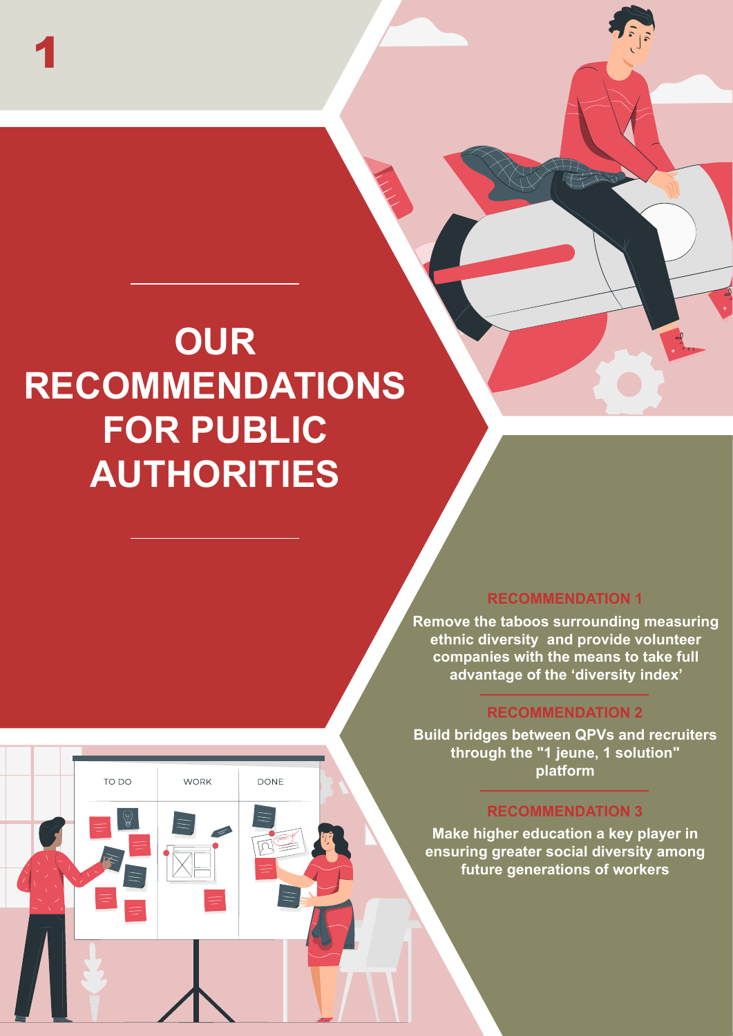# 1

# OUR RECOMMENDATIONS FOR PUBLIC AUTHORITIES

### RECOMMENDATION 1

**Remove the taboos surrounding measuring ethnic diversity and provide volunteer companies with the means to take full advantage of the 'diversity index'**

### RECOMMENDATION 2

**Build bridges between QPVs and recruiters through the "1 jeune, 1 solution" platform**

### RECOMMENDATION 3

**Make higher education a key player in ensuring greater social diversity among future generations of workers**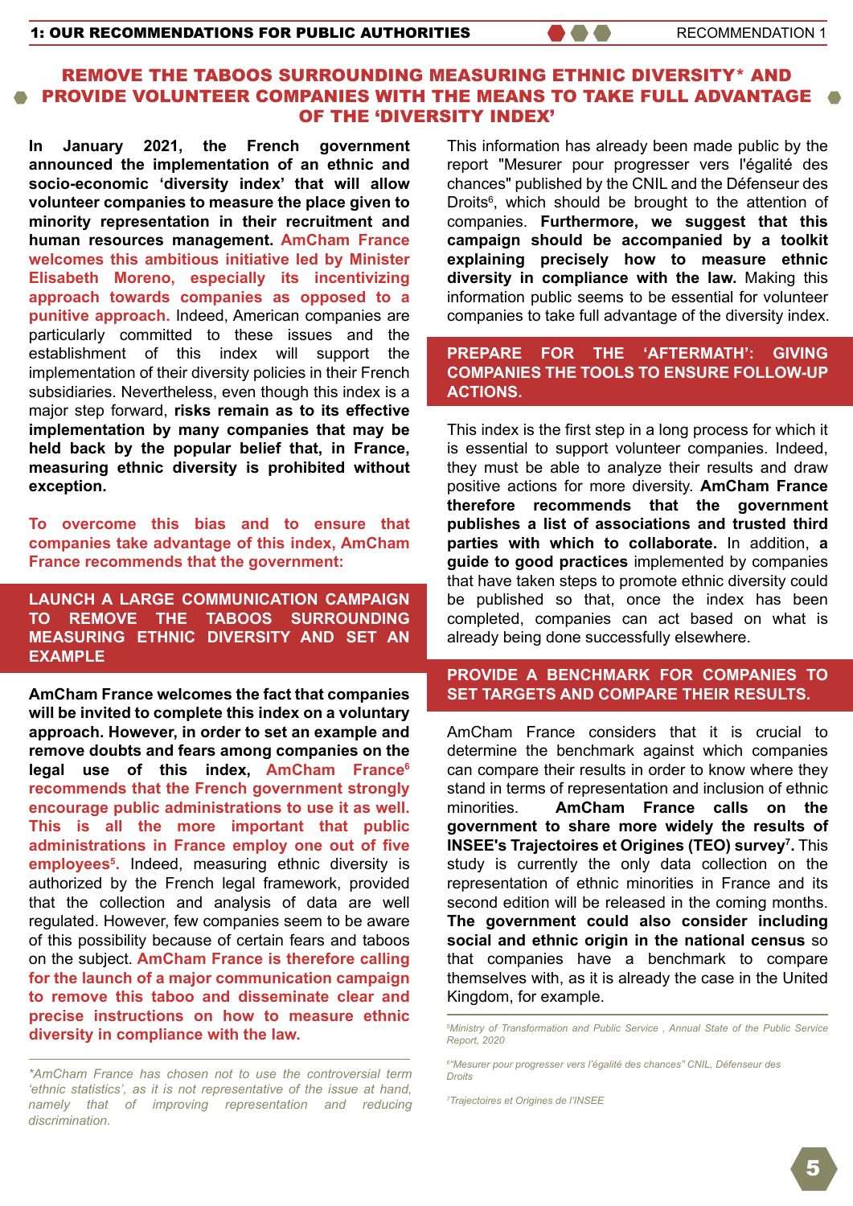## REMOVE THE TABOOS SURROUNDING MEASURING ETHNIC DIVERSITY* AND PROVIDE VOLUNTEER COMPANIES WITH THE MEANS TO TAKE FULL ADVANTAGE OF THE 'DIVERSITY INDEX'

**In January 2021, the French government announced the implementation of an ethnic and socio-economic 'diversity index' that will allow volunteer companies to measure the place given to minority representation in their recruitment and human resources management.** **AmCham France welcomes this ambitious initiative led by Minister Elisabeth Moreno, especially its incentivizing approach towards companies as opposed to a punitive approach.** Indeed, American companies are particularly committed to these issues and the establishment of this index will support the implementation of their diversity policies in their French subsidiaries. Nevertheless, even though this index is a major step forward, **risks remain as to its effective implementation by many companies that may be held back by the popular belief that, in France, measuring ethnic diversity is prohibited without exception.**

**To overcome this bias and to ensure that companies take advantage of this index, AmCham France recommends that the government:**

### LAUNCH A LARGE COMMUNICATION CAMPAIGN TO REMOVE THE TABOOS SURROUNDING MEASURING ETHNIC DIVERSITY AND SET AN EXAMPLE

**AmCham France welcomes the fact that companies will be invited to complete this index on a voluntary approach. However, in order to set an example and remove doubts and fears among companies on the legal use of this index, AmCham France[6] recommends that the French government strongly encourage public administrations to use it as well. This is all the more important that public administrations in France employ one out of five employees[5].** Indeed, measuring ethnic diversity is authorized by the French legal framework, provided that the collection and analysis of data are well regulated. However, few companies seem to be aware of this possibility because of certain fears and taboos on the subject. **AmCham France is therefore calling for the launch of a major communication campaign to remove this taboo and disseminate clear and precise instructions on how to measure ethnic diversity in compliance with the law.**

This information has already been made public by the report "Mesurer pour progresser vers l'égalité des chances" published by the CNIL and the Défenseur des Droits[6], which should be brought to the attention of companies. **Furthermore, we suggest that this campaign should be accompanied by a toolkit explaining precisely how to measure ethnic diversity in compliance with the law.** Making this information public seems to be essential for volunteer companies to take full advantage of the diversity index.

### PREPARE FOR THE 'AFTERMATH': GIVING COMPANIES THE TOOLS TO ENSURE FOLLOW-UP ACTIONS.

This index is the first step in a long process for which it is essential to support volunteer companies. Indeed, they must be able to analyze their results and draw positive actions for more diversity. **AmCham France therefore recommends that the government publishes a list of associations and trusted third parties with which to collaborate.** In addition, **a guide to good practices** implemented by companies that have taken steps to promote ethnic diversity could be published so that, once the index has been completed, companies can act based on what is already being done successfully elsewhere.

### PROVIDE A BENCHMARK FOR COMPANIES TO SET TARGETS AND COMPARE THEIR RESULTS.

AmCham France considers that it is crucial to determine the benchmark against which companies can compare their results in order to know where they stand in terms of representation and inclusion of ethnic minorities. **AmCham France calls on the government to share more widely the results of INSEE's Trajectoires et Origines (TEO) survey[7].** This study is currently the only data collection on the representation of ethnic minorities in France and its second edition will be released in the coming months. **The government could also consider including social and ethnic origin in the national census** so that companies have a benchmark to compare themselves with, as it is already the case in the United Kingdom, for example.

---

*\*AmCham France has chosen not to use the controversial term 'ethnic statistics', as it is not representative of the issue at hand, namely that of improving representation and reducing discrimination.*

*[5] Ministry of Transformation and Public Service , Annual State of the Public Service Report, 2020*

*[6] "Mesurer pour progresser vers l'égalité des chances" CNIL, Défenseur des Droits*

*[7] Trajectoires et Origines de l'INSEE*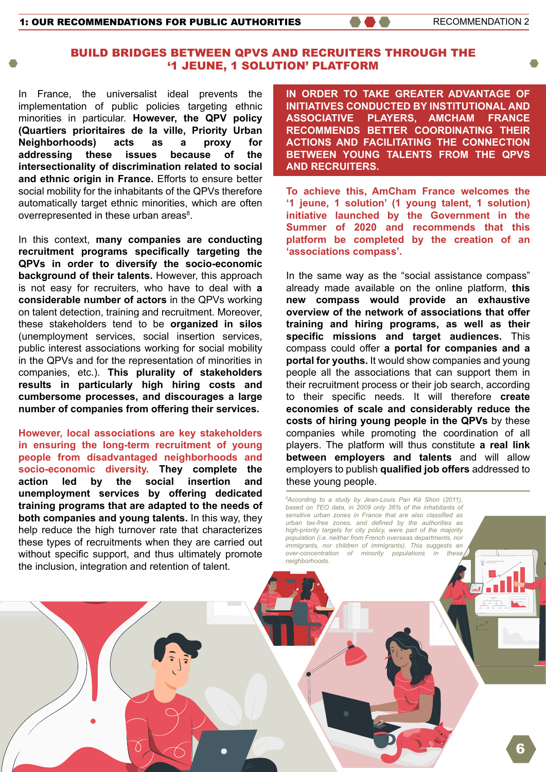## BUILD BRIDGES BETWEEN QPVS AND RECRUITERS THROUGH THE '1 JEUNE, 1 SOLUTION' PLATFORM

In France, the universalist ideal prevents the implementation of public policies targeting ethnic minorities in particular. **However, the QPV policy (Quartiers prioritaires de la ville, Priority Urban Neighborhoods) acts as a proxy for addressing these issues because of the intersectionality of discrimination related to social and ethnic origin in France.** Efforts to ensure better social mobility for the inhabitants of the QPVs therefore automatically target ethnic minorities, which are often overrepresented in these urban areas[8].

In this context, **many companies are conducting recruitment programs specifically targeting the QPVs in order to diversify the socio-economic background of their talents.** However, this approach is not easy for recruiters, who have to deal with **a considerable number of actors** in the QPVs working on talent detection, training and recruitment. Moreover, these stakeholders tend to be **organized in silos** (unemployment services, social insertion services, public interest associations working for social mobility in the QPVs and for the representation of minorities in companies, etc.). **This plurality of stakeholders results in particularly high hiring costs and cumbersome processes, and discourages a large number of companies from offering their services.**

**However, local associations are key stakeholders in ensuring the long-term recruitment of young people from disadvantaged neighborhoods and socio-economic diversity.** **They complete the action led by the social insertion and unemployment services by offering dedicated training programs that are adapted to the needs of both companies and young talents.** In this way, they help reduce the high turnover rate that characterizes these types of recruitments when they are carried out without specific support, and thus ultimately promote the inclusion, integration and retention of talent.

**IN ORDER TO TAKE GREATER ADVANTAGE OF INITIATIVES CONDUCTED BY INSTITUTIONAL AND ASSOCIATIVE PLAYERS, AMCHAM FRANCE RECOMMENDS BETTER COORDINATING THEIR ACTIONS AND FACILITATING THE CONNECTION BETWEEN YOUNG TALENTS FROM THE QPVS AND RECRUITERS.**

**To achieve this, AmCham France welcomes the '1 jeune, 1 solution' (1 young talent, 1 solution) initiative launched by the Government in the Summer of 2020 and recommends that this platform be completed by the creation of an 'associations compass'.**

In the same way as the "social assistance compass" already made available on the online platform, **this new compass would provide an exhaustive overview of the network of associations that offer training and hiring programs, as well as their specific missions and target audiences.** This compass could offer **a portal for companies and a portal for youths.** It would show companies and young people all the associations that can support them in their recruitment process or their job search, according to their specific needs. It will therefore **create economies of scale and considerably reduce the costs of hiring young people in the QPVs** by these companies while promoting the coordination of all players. The platform will thus constitute **a real link between employers and talents** and will allow employers to publish **qualified job offers** addressed to these young people.

*[8] According to a study by Jean-Louis Pan Ké Shon (2011), based on TEO data, in 2009 only 36% of the inhabitants of sensitive urban zones in France that are also classified as urban tax-free zones, and defined by the authorities as high-priority targets for city policy, were part of the majority population (i.e. neither from French overseas departments, nor immigrants, nor children of immigrants). This suggests an over-concentration of minority populations in these neighborhoods.*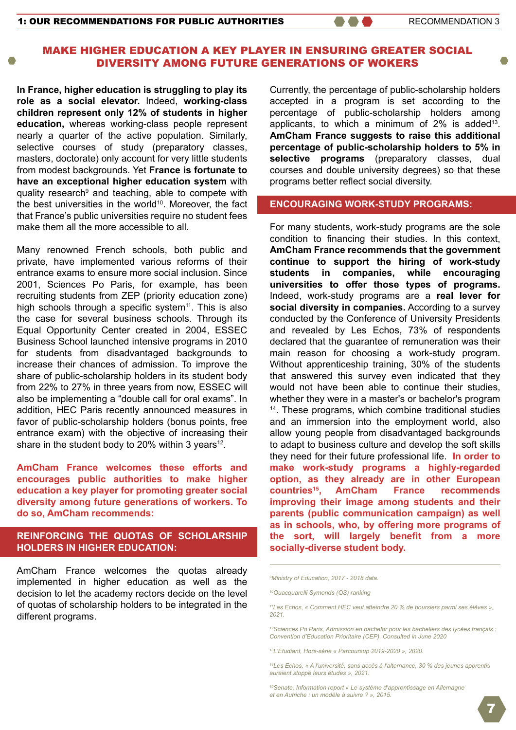# MAKE HIGHER EDUCATION A KEY PLAYER IN ENSURING GREATER SOCIAL DIVERSITY AMONG FUTURE GENERATIONS OF WOKERS

**In France, higher education is struggling to play its role as a social elevator.** Indeed, **working-class children represent only 12% of students in higher education,** whereas working-class people represent nearly a quarter of the active population. Similarly, selective courses of study (preparatory classes, masters, doctorate) only account for very little students from modest backgrounds. Yet **France is fortunate to have an exceptional higher education system** with quality research[9] and teaching, able to compete with the best universities in the world[10]. Moreover, the fact that France's public universities require no student fees make them all the more accessible to all.

Many renowned French schools, both public and private, have implemented various reforms of their entrance exams to ensure more social inclusion. Since 2001, Sciences Po Paris, for example, has been recruiting students from ZEP (priority education zone) high schools through a specific system[11]. This is also the case for several business schools. Through its Equal Opportunity Center created in 2004, ESSEC Business School launched intensive programs in 2010 for students from disadvantaged backgrounds to increase their chances of admission. To improve the share of public-scholarship holders in its student body from 22% to 27% in three years from now, ESSEC will also be implementing a "double call for oral exams". In addition, HEC Paris recently announced measures in favor of public-scholarship holders (bonus points, free entrance exam) with the objective of increasing their share in the student body to 20% within 3 years[12].

**AmCham France welcomes these efforts and encourages public authorities to make higher education a key player for promoting greater social diversity among future generations of workers. To do so, AmCham recommends:**

## REINFORCING THE QUOTAS OF SCHOLARSHIP HOLDERS IN HIGHER EDUCATION:

AmCham France welcomes the quotas already implemented in higher education as well as the decision to let the academy rectors decide on the level of quotas of scholarship holders to be integrated in the different programs.

Currently, the percentage of public-scholarship holders accepted in a program is set according to the percentage of public-scholarship holders among applicants, to which a minimum of 2% is added[13]. **AmCham France suggests to raise this additional percentage of public-scholarship holders to 5% in selective programs** (preparatory classes, dual courses and double university degrees) so that these programs better reflect social diversity.

## ENCOURAGING WORK-STUDY PROGRAMS:

For many students, work-study programs are the sole condition to financing their studies. In this context, **AmCham France recommends that the government continue to support the hiring of work-study students in companies, while encouraging universities to offer those types of programs.** Indeed, work-study programs are a **real lever for social diversity in companies.** According to a survey conducted by the Conference of University Presidents and revealed by Les Echos, 73% of respondents declared that the guarantee of remuneration was their main reason for choosing a work-study program. Without apprenticeship training, 30% of the students that answered this survey even indicated that they would not have been able to continue their studies, whether they were in a master's or bachelor's program [14]. These programs, which combine traditional studies and an immersion into the employment world, also allow young people from disadvantaged backgrounds to adapt to business culture and develop the soft skills they need for their future professional life. **In order to make work-study programs a highly-regarded option, as they already are in other European countries[15], AmCham France recommends improving their image among students and their parents (public communication campaign) as well as in schools, who, by offering more programs of the sort, will largely benefit from a more socially-diverse student body.**

---

[9] *Ministry of Education, 2017 - 2018 data.*

[10] *Quacquarelli Symonds (QS) ranking*

[11] *Les Echos, « Comment HEC veut atteindre 20 % de boursiers parmi ses élèves », 2021.*

[12] *Sciences Po Paris, Admission en bachelor pour les bacheliers des lycées français : Convention d'Education Prioritaire (CEP). Consulted in June 2020*

[13] *L'Etudiant, Hors-série « Parcoursup 2019-2020 », 2020.*

[14] *Les Echos, « A l'université, sans accès à l'alternance, 30 % des jeunes apprentis auraient stoppé leurs études », 2021.*

[15] *Senate, Information report « Le système d'apprentissage en Allemagne et en Autriche : un modèle à suivre ? », 2015.*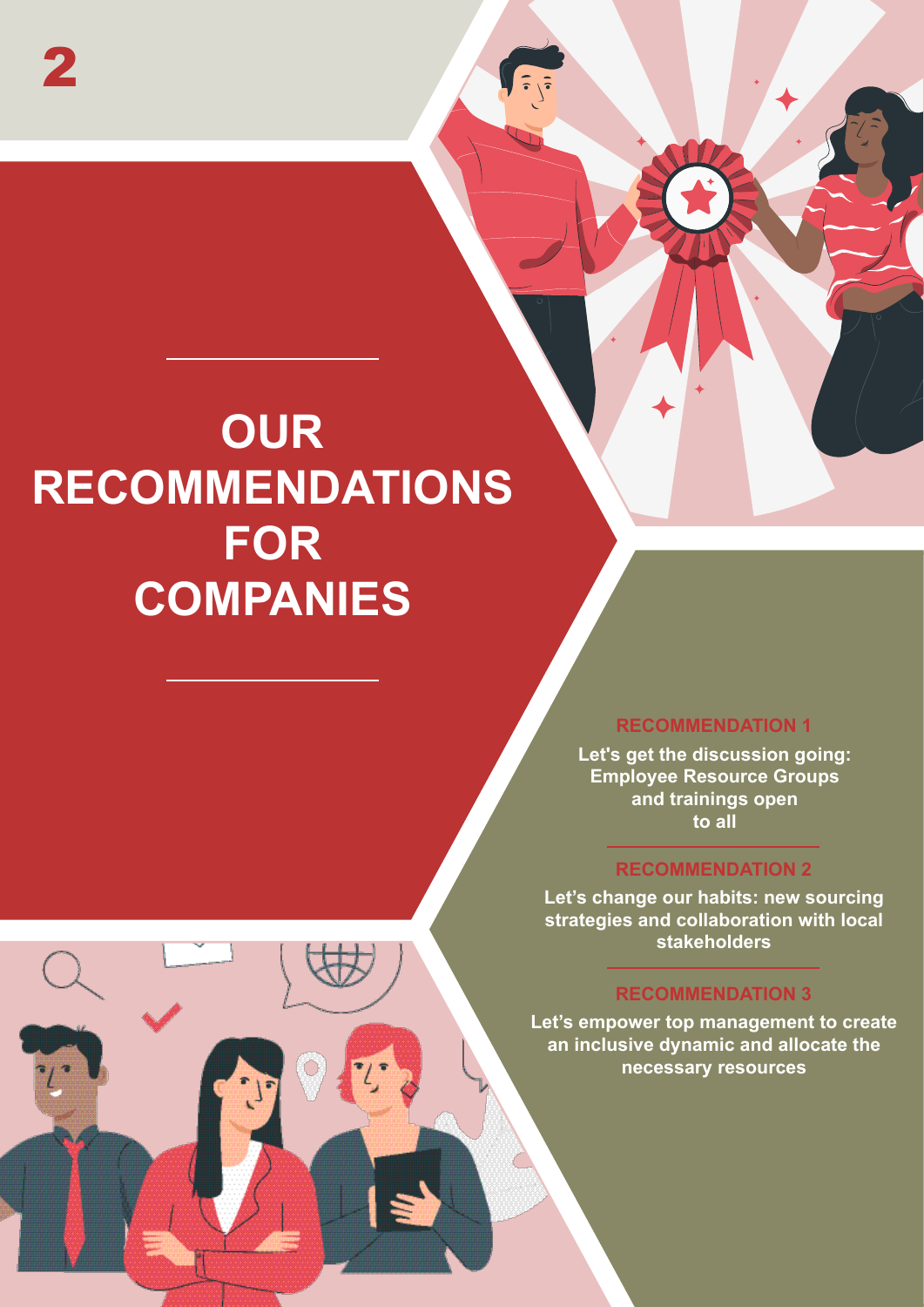# 2

# OUR RECOMMENDATIONS FOR COMPANIES

### RECOMMENDATION 1

**Let's get the discussion going: Employee Resource Groups and trainings open to all**

### RECOMMENDATION 2

**Let's change our habits: new sourcing strategies and collaboration with local stakeholders**

### RECOMMENDATION 3

**Let's empower top management to create an inclusive dynamic and allocate the necessary resources**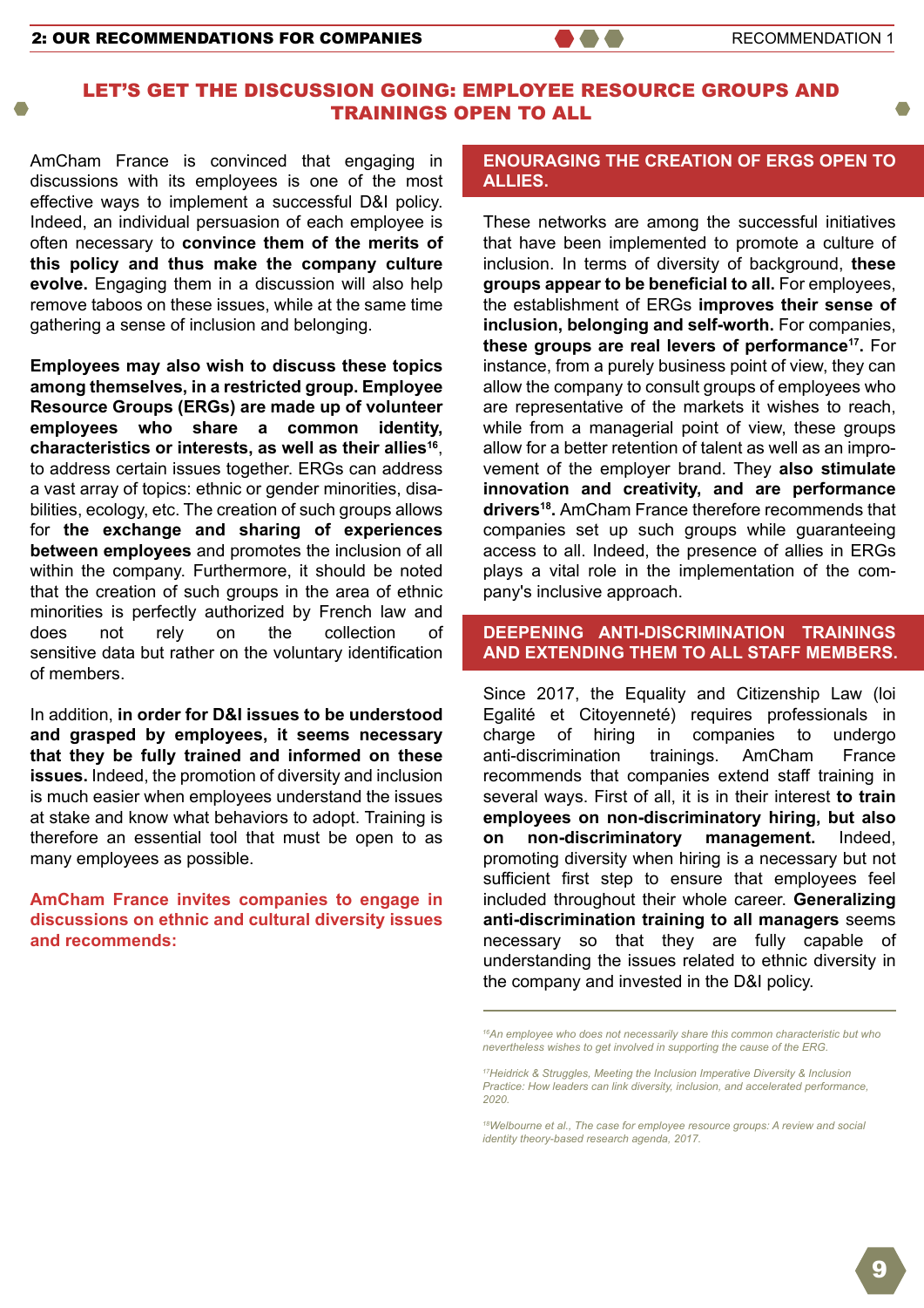## LET'S GET THE DISCUSSION GOING: EMPLOYEE RESOURCE GROUPS AND TRAININGS OPEN TO ALL

AmCham France is convinced that engaging in discussions with its employees is one of the most effective ways to implement a successful D&I policy. Indeed, an individual persuasion of each employee is often necessary to **convince them of the merits of this policy and thus make the company culture evolve.** Engaging them in a discussion will also help remove taboos on these issues, while at the same time gathering a sense of inclusion and belonging.

**Employees may also wish to discuss these topics among themselves, in a restricted group. Employee Resource Groups (ERGs) are made up of volunteer employees who share a common identity, characteristics or interests, as well as their allies**[16], to address certain issues together. ERGs can address a vast array of topics: ethnic or gender minorities, disabilities, ecology, etc. The creation of such groups allows for **the exchange and sharing of experiences between employees** and promotes the inclusion of all within the company. Furthermore, it should be noted that the creation of such groups in the area of ethnic minorities is perfectly authorized by French law and does not rely on the collection of sensitive data but rather on the voluntary identification of members.

In addition, **in order for D&I issues to be understood and grasped by employees, it seems necessary that they be fully trained and informed on these issues.** Indeed, the promotion of diversity and inclusion is much easier when employees understand the issues at stake and know what behaviors to adopt. Training is therefore an essential tool that must be open to as many employees as possible.

**AmCham France invites companies to engage in discussions on ethnic and cultural diversity issues and recommends:**

### ENOURAGING THE CREATION OF ERGS OPEN TO ALLIES.

These networks are among the successful initiatives that have been implemented to promote a culture of inclusion. In terms of diversity of background, **these groups appear to be beneficial to all.** For employees, the establishment of ERGs **improves their sense of inclusion, belonging and self-worth.** For companies, **these groups are real levers of performance**[17]**.** For instance, from a purely business point of view, they can allow the company to consult groups of employees who are representative of the markets it wishes to reach, while from a managerial point of view, these groups allow for a better retention of talent as well as an improvement of the employer brand. They **also stimulate innovation and creativity, and are performance drivers**[18]**.** AmCham France therefore recommends that companies set up such groups while guaranteeing access to all. Indeed, the presence of allies in ERGs plays a vital role in the implementation of the company's inclusive approach.

### DEEPENING ANTI-DISCRIMINATION TRAININGS AND EXTENDING THEM TO ALL STAFF MEMBERS.

Since 2017, the Equality and Citizenship Law (loi Egalité et Citoyenneté) requires professionals in charge of hiring in companies to undergo anti-discrimination trainings. AmCham France recommends that companies extend staff training in several ways. First of all, it is in their interest **to train employees on non-discriminatory hiring, but also on non-discriminatory management.** Indeed, promoting diversity when hiring is a necessary but not sufficient first step to ensure that employees feel included throughout their whole career. **Generalizing anti-discrimination training to all managers** seems necessary so that they are fully capable of understanding the issues related to ethnic diversity in the company and invested in the D&I policy.

---

*[16] An employee who does not necessarily share this common characteristic but who nevertheless wishes to get involved in supporting the cause of the ERG.*

*[17] Heidrick & Struggles, Meeting the Inclusion Imperative Diversity & Inclusion Practice: How leaders can link diversity, inclusion, and accelerated performance, 2020.*

*[18] Welbourne et al., The case for employee resource groups: A review and social identity theory-based research agenda, 2017.*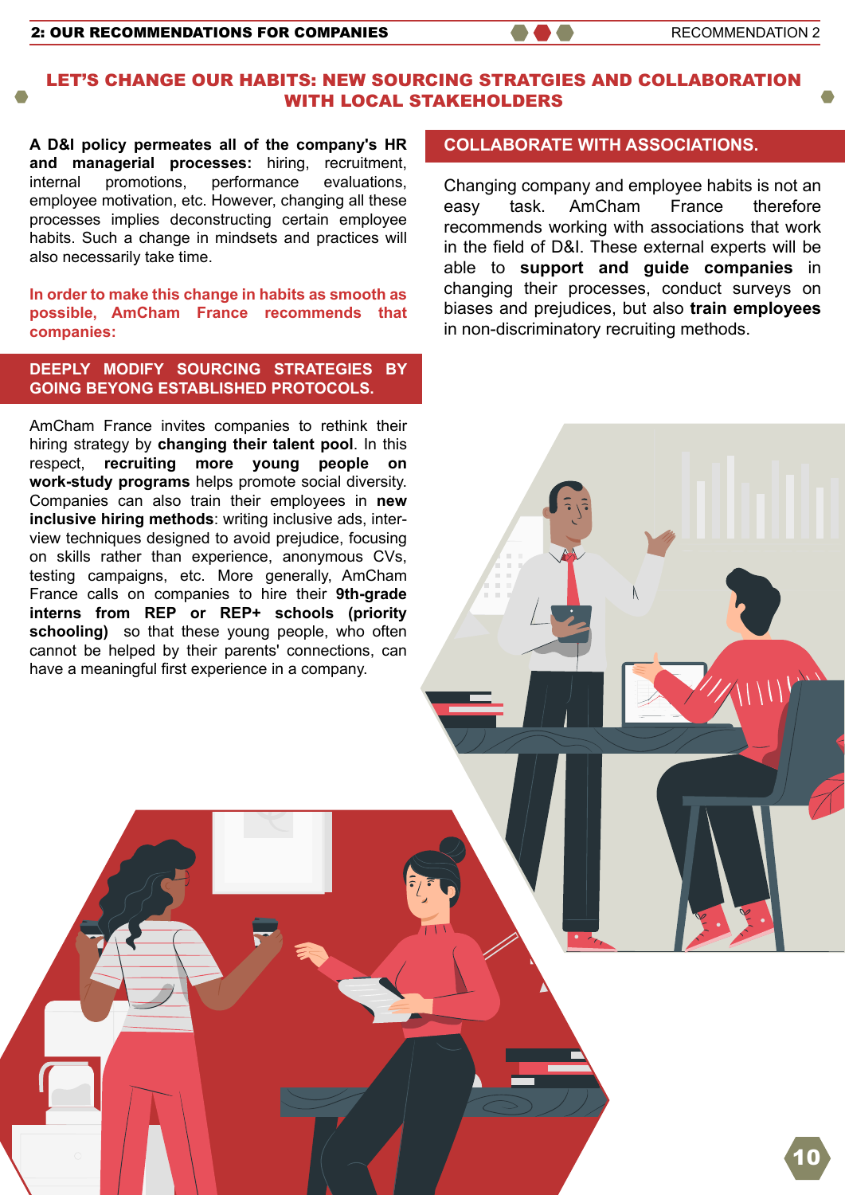## LET'S CHANGE OUR HABITS: NEW SOURCING STRATGIES AND COLLABORATION WITH LOCAL STAKEHOLDERS

**A D&I policy permeates all of the company's HR and managerial processes:** hiring, recruitment, internal promotions, performance evaluations, employee motivation, etc. However, changing all these processes implies deconstructing certain employee habits. Such a change in mindsets and practices will also necessarily take time.

**In order to make this change in habits as smooth as possible, AmCham France recommends that companies:**

### DEEPLY MODIFY SOURCING STRATEGIES BY GOING BEYONG ESTABLISHED PROTOCOLS.

AmCham France invites companies to rethink their hiring strategy by **changing their talent pool**. In this respect, **recruiting more young people on work-study programs** helps promote social diversity. Companies can also train their employees in **new inclusive hiring methods**: writing inclusive ads, interview techniques designed to avoid prejudice, focusing on skills rather than experience, anonymous CVs, testing campaigns, etc. More generally, AmCham France calls on companies to hire their **9th-grade interns from REP or REP+ schools (priority schooling)** so that these young people, who often cannot be helped by their parents' connections, can have a meaningful first experience in a company.

### COLLABORATE WITH ASSOCIATIONS.

Changing company and employee habits is not an easy task. AmCham France therefore recommends working with associations that work in the field of D&I. These external experts will be able to **support and guide companies** in changing their processes, conduct surveys on biases and prejudices, but also **train employees** in non-discriminatory recruiting methods.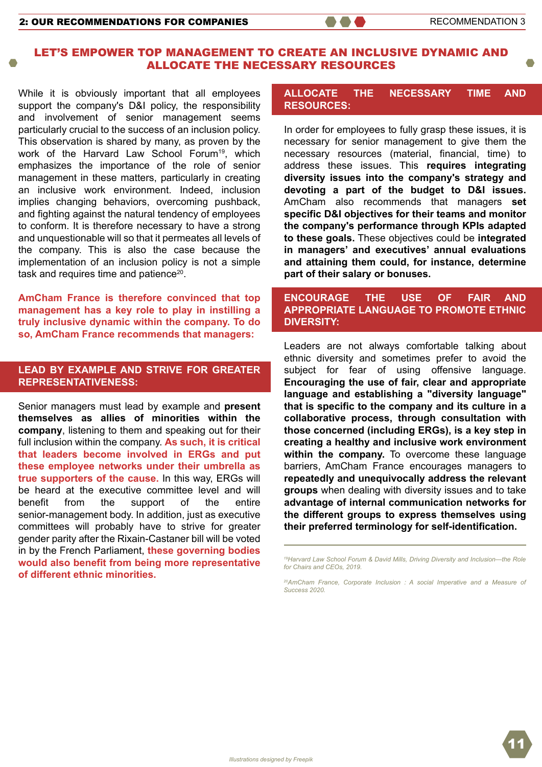## LET'S EMPOWER TOP MANAGEMENT TO CREATE AN INCLUSIVE DYNAMIC AND ALLOCATE THE NECESSARY RESOURCES

While it is obviously important that all employees support the company's D&I policy, the responsibility and involvement of senior management seems particularly crucial to the success of an inclusion policy. This observation is shared by many, as proven by the work of the Harvard Law School Forum[19], which emphasizes the importance of the role of senior management in these matters, particularly in creating an inclusive work environment. Indeed, inclusion implies changing behaviors, overcoming pushback, and fighting against the natural tendency of employees to conform. It is therefore necessary to have a strong and unquestionable will so that it permeates all levels of the company. This is also the case because the implementation of an inclusion policy is not a simple task and requires time and patience[20].

**AmCham France is therefore convinced that top management has a key role to play in instilling a truly inclusive dynamic within the company. To do so, AmCham France recommends that managers:**

### LEAD BY EXAMPLE AND STRIVE FOR GREATER REPRESENTATIVENESS:

Senior managers must lead by example and **present themselves as allies of minorities within the company**, listening to them and speaking out for their full inclusion within the company. **As such, it is critical that leaders become involved in ERGs and put these employee networks under their umbrella as true supporters of the cause.** In this way, ERGs will be heard at the executive committee level and will benefit from the support of the entire senior-management body. In addition, just as executive committees will probably have to strive for greater gender parity after the Rixain-Castaner bill will be voted in by the French Parliament, **these governing bodies would also benefit from being more representative of different ethnic minorities.**

### ALLOCATE THE NECESSARY TIME AND RESOURCES:

In order for employees to fully grasp these issues, it is necessary for senior management to give them the necessary resources (material, financial, time) to address these issues. This **requires integrating diversity issues into the company's strategy and devoting a part of the budget to D&I issues.** AmCham also recommends that managers **set specific D&I objectives for their teams and monitor the company's performance through KPIs adapted to these goals.** These objectives could be **integrated in managers' and executives' annual evaluations and attaining them could, for instance, determine part of their salary or bonuses.**

### ENCOURAGE THE USE OF FAIR AND APPROPRIATE LANGUAGE TO PROMOTE ETHNIC DIVERSITY:

Leaders are not always comfortable talking about ethnic diversity and sometimes prefer to avoid the subject for fear of using offensive language. **Encouraging the use of fair, clear and appropriate language and establishing a "diversity language" that is specific to the company and its culture in a collaborative process, through consultation with those concerned (including ERGs), is a key step in creating a healthy and inclusive work environment within the company.** To overcome these language barriers, AmCham France encourages managers to **repeatedly and unequivocally address the relevant groups** when dealing with diversity issues and to take **advantage of internal communication networks for the different groups to express themselves using their preferred terminology for self-identification.**

---

*[19]Harvard Law School Forum & David Mills, Driving Diversity and Inclusion—the Role for Chairs and CEOs, 2019.*

*[20]AmCham France, Corporate Inclusion : A social Imperative and a Measure of Success 2020.*

*Illustrations designed by Freepik*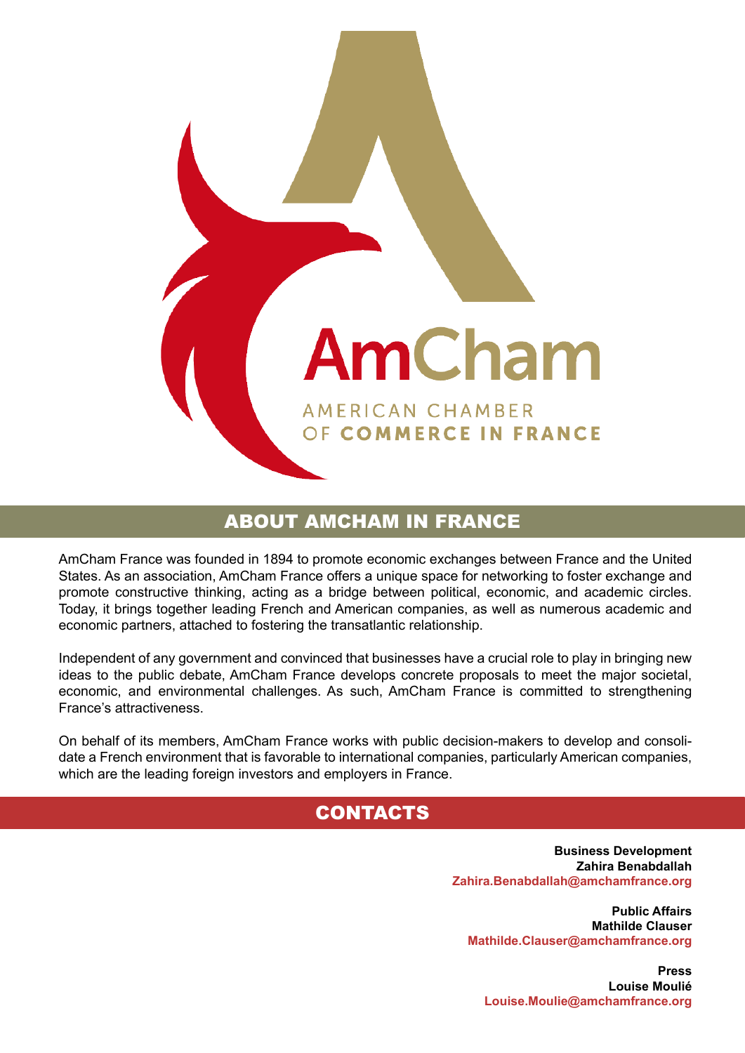AmCham

AMERICAN CHAMBER
OF COMMERCE IN FRANCE

## ABOUT AMCHAM IN FRANCE

AmCham France was founded in 1894 to promote economic exchanges between France and the United States. As an association, AmCham France offers a unique space for networking to foster exchange and promote constructive thinking, acting as a bridge between political, economic, and academic circles. Today, it brings together leading French and American companies, as well as numerous academic and economic partners, attached to fostering the transatlantic relationship.

Independent of any government and convinced that businesses have a crucial role to play in bringing new ideas to the public debate, AmCham France develops concrete proposals to meet the major societal, economic, and environmental challenges. As such, AmCham France is committed to strengthening France's attractiveness.

On behalf of its members, AmCham France works with public decision-makers to develop and consolidate a French environment that is favorable to international companies, particularly American companies, which are the leading foreign investors and employers in France.

## CONTACTS

**Business Development**
**Zahira Benabdallah**
**Zahira.Benabdallah@amchamfrance.org**

**Public Affairs**
**Mathilde Clauser**
**Mathilde.Clauser@amchamfrance.org**

**Press**
**Louise Moulié**
**Louise.Moulie@amchamfrance.org**